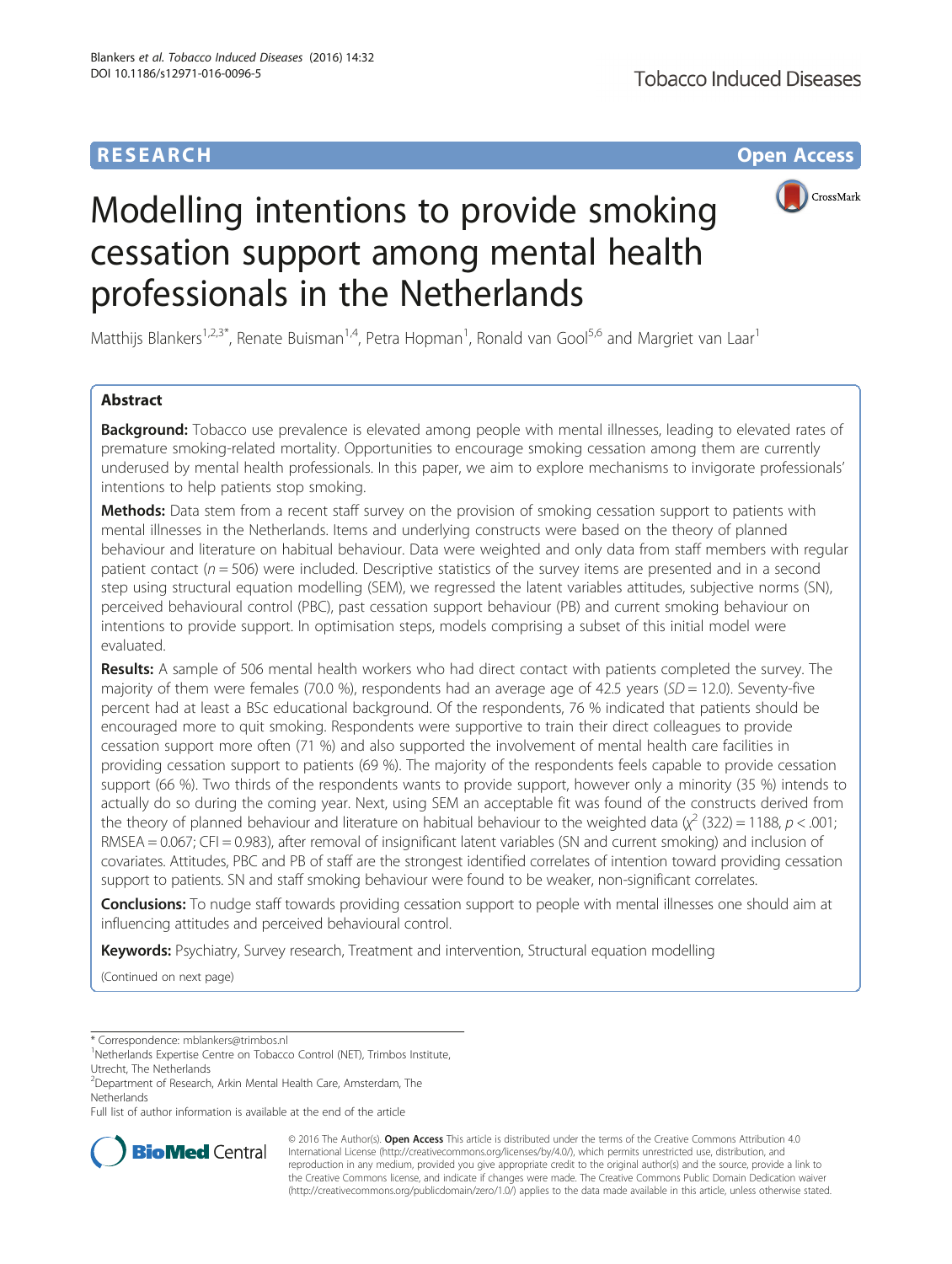**RESEARCH** **Open Access**

# Modelling intentions to provide smoking cessation support among mental health professionals in the Netherlands

Matthijs Blankers[1,2,3*], Renate Buisman[1,4], Petra Hopman[1], Ronald van Gool[5,6] and Margriet van Laar[1]

## Abstract

**Background:** Tobacco use prevalence is elevated among people with mental illnesses, leading to elevated rates of premature smoking-related mortality. Opportunities to encourage smoking cessation among them are currently underused by mental health professionals. In this paper, we aim to explore mechanisms to invigorate professionals' intentions to help patients stop smoking.

**Methods:** Data stem from a recent staff survey on the provision of smoking cessation support to patients with mental illnesses in the Netherlands. Items and underlying constructs were based on the theory of planned behaviour and literature on habitual behaviour. Data were weighted and only data from staff members with regular patient contact ($n = 506$) were included. Descriptive statistics of the survey items are presented and in a second step using structural equation modelling (SEM), we regressed the latent variables attitudes, subjective norms (SN), perceived behavioural control (PBC), past cessation support behaviour (PB) and current smoking behaviour on intentions to provide support. In optimisation steps, models comprising a subset of this initial model were evaluated.

**Results:** A sample of 506 mental health workers who had direct contact with patients completed the survey. The majority of them were females (70.0 %), respondents had an average age of 42.5 years ($SD = 12.0$). Seventy-five percent had at least a BSc educational background. Of the respondents, 76 % indicated that patients should be encouraged more to quit smoking. Respondents were supportive to train their direct colleagues to provide cessation support more often (71 %) and also supported the involvement of mental health care facilities in providing cessation support to patients (69 %). The majority of the respondents feels capable to provide cessation support (66 %). Two thirds of the respondents wants to provide support, however only a minority (35 %) intends to actually do so during the coming year. Next, using SEM an acceptable fit was found of the constructs derived from the theory of planned behaviour and literature on habitual behaviour to the weighted data ($\chi^2$ (322) = 1188, $p < .001$; RMSEA = 0.067; CFI = 0.983), after removal of insignificant latent variables (SN and current smoking) and inclusion of covariates. Attitudes, PBC and PB of staff are the strongest identified correlates of intention toward providing cessation support to patients. SN and staff smoking behaviour were found to be weaker, non-significant correlates.

**Conclusions:** To nudge staff towards providing cessation support to people with mental illnesses one should aim at influencing attitudes and perceived behavioural control.

**Keywords:** Psychiatry, Survey research, Treatment and intervention, Structural equation modelling

(Continued on next page)

---

\* Correspondence: mblankers@trimbos.nl
[1]Netherlands Expertise Centre on Tobacco Control (NET), Trimbos Institute, Utrecht, The Netherlands
[2]Department of Research, Arkin Mental Health Care, Amsterdam, The Netherlands
Full list of author information is available at the end of the article

© 2016 The Author(s). **Open Access** This article is distributed under the terms of the Creative Commons Attribution 4.0 International License (http://creativecommons.org/licenses/by/4.0/), which permits unrestricted use, distribution, and reproduction in any medium, provided you give appropriate credit to the original author(s) and the source, provide a link to the Creative Commons license, and indicate if changes were made. The Creative Commons Public Domain Dedication waiver (http://creativecommons.org/publicdomain/zero/1.0/) applies to the data made available in this article, unless otherwise stated.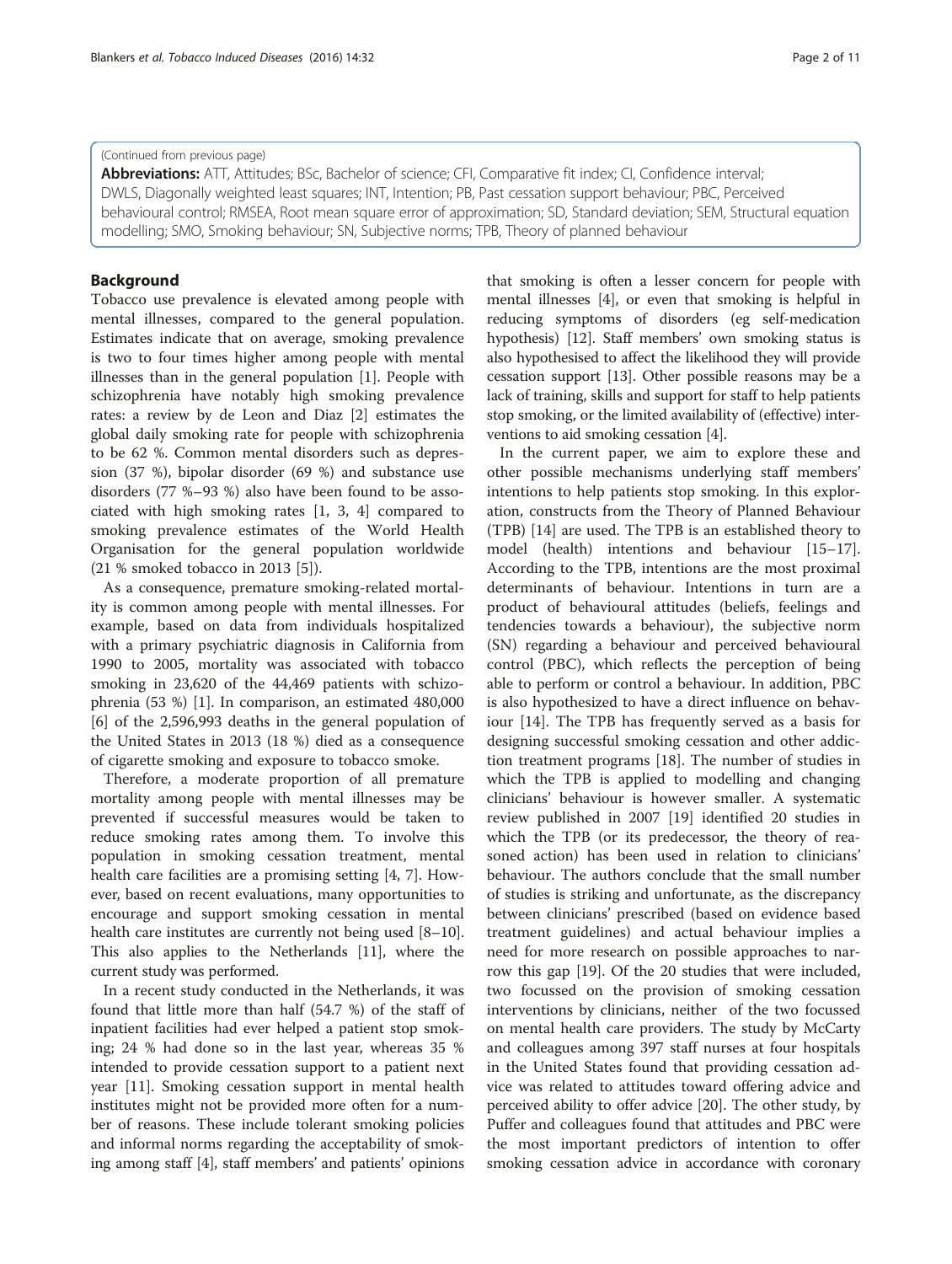(Continued from previous page)

**Abbreviations:** ATT, Attitudes; BSc, Bachelor of science; CFI, Comparative fit index; CI, Confidence interval; DWLS, Diagonally weighted least squares; INT, Intention; PB, Past cessation support behaviour; PBC, Perceived behavioural control; RMSEA, Root mean square error of approximation; SD, Standard deviation; SEM, Structural equation modelling; SMO, Smoking behaviour; SN, Subjective norms; TPB, Theory of planned behaviour

## Background

Tobacco use prevalence is elevated among people with mental illnesses, compared to the general population. Estimates indicate that on average, smoking prevalence is two to four times higher among people with mental illnesses than in the general population [1]. People with schizophrenia have notably high smoking prevalence rates: a review by de Leon and Diaz [2] estimates the global daily smoking rate for people with schizophrenia to be 62 %. Common mental disorders such as depression (37 %), bipolar disorder (69 %) and substance use disorders (77 %–93 %) also have been found to be associated with high smoking rates [1, 3, 4] compared to smoking prevalence estimates of the World Health Organisation for the general population worldwide (21 % smoked tobacco in 2013 [5]).

As a consequence, premature smoking-related mortality is common among people with mental illnesses. For example, based on data from individuals hospitalized with a primary psychiatric diagnosis in California from 1990 to 2005, mortality was associated with tobacco smoking in 23,620 of the 44,469 patients with schizophrenia (53 %) [1]. In comparison, an estimated 480,000 [6] of the 2,596,993 deaths in the general population of the United States in 2013 (18 %) died as a consequence of cigarette smoking and exposure to tobacco smoke.

Therefore, a moderate proportion of all premature mortality among people with mental illnesses may be prevented if successful measures would be taken to reduce smoking rates among them. To involve this population in smoking cessation treatment, mental health care facilities are a promising setting [4, 7]. However, based on recent evaluations, many opportunities to encourage and support smoking cessation in mental health care institutes are currently not being used [8–10]. This also applies to the Netherlands [11], where the current study was performed.

In a recent study conducted in the Netherlands, it was found that little more than half (54.7 %) of the staff of inpatient facilities had ever helped a patient stop smoking; 24 % had done so in the last year, whereas 35 % intended to provide cessation support to a patient next year [11]. Smoking cessation support in mental health institutes might not be provided more often for a number of reasons. These include tolerant smoking policies and informal norms regarding the acceptability of smoking among staff [4], staff members' and patients' opinions that smoking is often a lesser concern for people with mental illnesses [4], or even that smoking is helpful in reducing symptoms of disorders (eg self-medication hypothesis) [12]. Staff members' own smoking status is also hypothesised to affect the likelihood they will provide cessation support [13]. Other possible reasons may be a lack of training, skills and support for staff to help patients stop smoking, or the limited availability of (effective) interventions to aid smoking cessation [4].

In the current paper, we aim to explore these and other possible mechanisms underlying staff members' intentions to help patients stop smoking. In this exploration, constructs from the Theory of Planned Behaviour (TPB) [14] are used. The TPB is an established theory to model (health) intentions and behaviour [15–17]. According to the TPB, intentions are the most proximal determinants of behaviour. Intentions in turn are a product of behavioural attitudes (beliefs, feelings and tendencies towards a behaviour), the subjective norm (SN) regarding a behaviour and perceived behavioural control (PBC), which reflects the perception of being able to perform or control a behaviour. In addition, PBC is also hypothesized to have a direct influence on behaviour [14]. The TPB has frequently served as a basis for designing successful smoking cessation and other addiction treatment programs [18]. The number of studies in which the TPB is applied to modelling and changing clinicians' behaviour is however smaller. A systematic review published in 2007 [19] identified 20 studies in which the TPB (or its predecessor, the theory of reasoned action) has been used in relation to clinicians' behaviour. The authors conclude that the small number of studies is striking and unfortunate, as the discrepancy between clinicians' prescribed (based on evidence based treatment guidelines) and actual behaviour implies a need for more research on possible approaches to narrow this gap [19]. Of the 20 studies that were included, two focussed on the provision of smoking cessation interventions by clinicians, neither of the two focussed on mental health care providers. The study by McCarty and colleagues among 397 staff nurses at four hospitals in the United States found that providing cessation advice was related to attitudes toward offering advice and perceived ability to offer advice [20]. The other study, by Puffer and colleagues found that attitudes and PBC were the most important predictors of intention to offer smoking cessation advice in accordance with coronary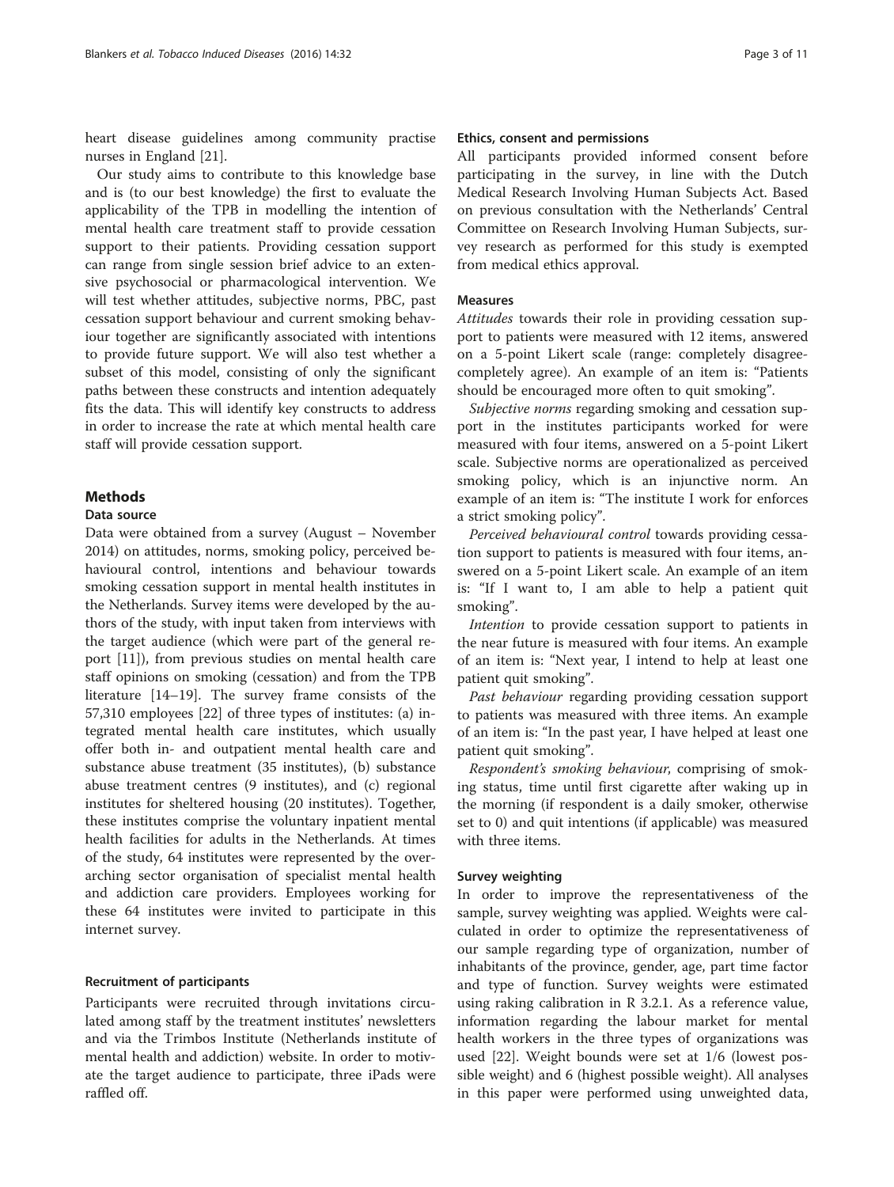heart disease guidelines among community practise nurses in England [21].

Our study aims to contribute to this knowledge base and is (to our best knowledge) the first to evaluate the applicability of the TPB in modelling the intention of mental health care treatment staff to provide cessation support to their patients. Providing cessation support can range from single session brief advice to an extensive psychosocial or pharmacological intervention. We will test whether attitudes, subjective norms, PBC, past cessation support behaviour and current smoking behaviour together are significantly associated with intentions to provide future support. We will also test whether a subset of this model, consisting of only the significant paths between these constructs and intention adequately fits the data. This will identify key constructs to address in order to increase the rate at which mental health care staff will provide cessation support.

## Methods

### Data source

Data were obtained from a survey (August – November 2014) on attitudes, norms, smoking policy, perceived behavioural control, intentions and behaviour towards smoking cessation support in mental health institutes in the Netherlands. Survey items were developed by the authors of the study, with input taken from interviews with the target audience (which were part of the general report [11]), from previous studies on mental health care staff opinions on smoking (cessation) and from the TPB literature [14–19]. The survey frame consists of the 57,310 employees [22] of three types of institutes: (a) integrated mental health care institutes, which usually offer both in- and outpatient mental health care and substance abuse treatment (35 institutes), (b) substance abuse treatment centres (9 institutes), and (c) regional institutes for sheltered housing (20 institutes). Together, these institutes comprise the voluntary inpatient mental health facilities for adults in the Netherlands. At times of the study, 64 institutes were represented by the overarching sector organisation of specialist mental health and addiction care providers. Employees working for these 64 institutes were invited to participate in this internet survey.

### Recruitment of participants

Participants were recruited through invitations circulated among staff by the treatment institutes' newsletters and via the Trimbos Institute (Netherlands institute of mental health and addiction) website. In order to motivate the target audience to participate, three iPads were raffled off.

### Ethics, consent and permissions

All participants provided informed consent before participating in the survey, in line with the Dutch Medical Research Involving Human Subjects Act. Based on previous consultation with the Netherlands' Central Committee on Research Involving Human Subjects, survey research as performed for this study is exempted from medical ethics approval.

### Measures

*Attitudes* towards their role in providing cessation support to patients were measured with 12 items, answered on a 5-point Likert scale (range: completely disagree-completely agree). An example of an item is: "Patients should be encouraged more often to quit smoking".

*Subjective norms* regarding smoking and cessation support in the institutes participants worked for were measured with four items, answered on a 5-point Likert scale. Subjective norms are operationalized as perceived smoking policy, which is an injunctive norm. An example of an item is: "The institute I work for enforces a strict smoking policy".

*Perceived behavioural control* towards providing cessation support to patients is measured with four items, answered on a 5-point Likert scale. An example of an item is: "If I want to, I am able to help a patient quit smoking".

*Intention* to provide cessation support to patients in the near future is measured with four items. An example of an item is: "Next year, I intend to help at least one patient quit smoking".

*Past behaviour* regarding providing cessation support to patients was measured with three items. An example of an item is: "In the past year, I have helped at least one patient quit smoking".

*Respondent's smoking behaviour*, comprising of smoking status, time until first cigarette after waking up in the morning (if respondent is a daily smoker, otherwise set to 0) and quit intentions (if applicable) was measured with three items.

### Survey weighting

In order to improve the representativeness of the sample, survey weighting was applied. Weights were calculated in order to optimize the representativeness of our sample regarding type of organization, number of inhabitants of the province, gender, age, part time factor and type of function. Survey weights were estimated using raking calibration in R 3.2.1. As a reference value, information regarding the labour market for mental health workers in the three types of organizations was used [22]. Weight bounds were set at 1/6 (lowest possible weight) and 6 (highest possible weight). All analyses in this paper were performed using unweighted data,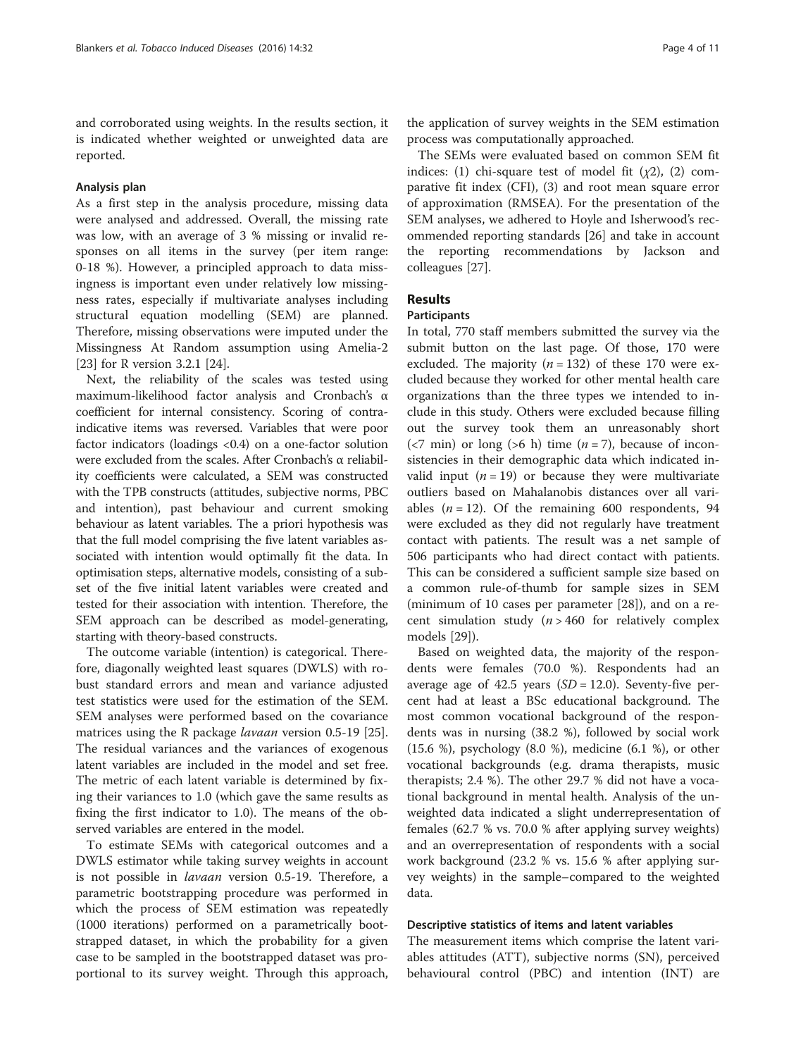and corroborated using weights. In the results section, it is indicated whether weighted or unweighted data are reported.

### Analysis plan

As a first step in the analysis procedure, missing data were analysed and addressed. Overall, the missing rate was low, with an average of 3 % missing or invalid responses on all items in the survey (per item range: 0-18 %). However, a principled approach to data missingness is important even under relatively low missingness rates, especially if multivariate analyses including structural equation modelling (SEM) are planned. Therefore, missing observations were imputed under the Missingness At Random assumption using Amelia-2 [23] for R version 3.2.1 [24].

Next, the reliability of the scales was tested using maximum-likelihood factor analysis and Cronbach's α coefficient for internal consistency. Scoring of contra-indicative items was reversed. Variables that were poor factor indicators (loadings <0.4) on a one-factor solution were excluded from the scales. After Cronbach's α reliability coefficients were calculated, a SEM was constructed with the TPB constructs (attitudes, subjective norms, PBC and intention), past behaviour and current smoking behaviour as latent variables. The a priori hypothesis was that the full model comprising the five latent variables associated with intention would optimally fit the data. In optimisation steps, alternative models, consisting of a subset of the five initial latent variables were created and tested for their association with intention. Therefore, the SEM approach can be described as model-generating, starting with theory-based constructs.

The outcome variable (intention) is categorical. Therefore, diagonally weighted least squares (DWLS) with robust standard errors and mean and variance adjusted test statistics were used for the estimation of the SEM. SEM analyses were performed based on the covariance matrices using the R package *lavaan* version 0.5-19 [25]. The residual variances and the variances of exogenous latent variables are included in the model and set free. The metric of each latent variable is determined by fixing their variances to 1.0 (which gave the same results as fixing the first indicator to 1.0). The means of the observed variables are entered in the model.

To estimate SEMs with categorical outcomes and a DWLS estimator while taking survey weights in account is not possible in *lavaan* version 0.5-19. Therefore, a parametric bootstrapping procedure was performed in which the process of SEM estimation was repeatedly (1000 iterations) performed on a parametrically bootstrapped dataset, in which the probability for a given case to be sampled in the bootstrapped dataset was proportional to its survey weight. Through this approach, the application of survey weights in the SEM estimation process was computationally approached.

The SEMs were evaluated based on common SEM fit indices: (1) chi-square test of model fit ($\chi 2$), (2) comparative fit index (CFI), (3) and root mean square error of approximation (RMSEA). For the presentation of the SEM analyses, we adhered to Hoyle and Isherwood's recommended reporting standards [26] and take in account the reporting recommendations by Jackson and colleagues [27].

## Results

### Participants

In total, 770 staff members submitted the survey via the submit button on the last page. Of those, 170 were excluded. The majority ($n = 132$) of these 170 were excluded because they worked for other mental health care organizations than the three types we intended to include in this study. Others were excluded because filling out the survey took them an unreasonably short (<7 min) or long (>6 h) time ($n = 7$), because of inconsistencies in their demographic data which indicated invalid input ($n = 19$) or because they were multivariate outliers based on Mahalanobis distances over all variables ($n = 12$). Of the remaining 600 respondents, 94 were excluded as they did not regularly have treatment contact with patients. The result was a net sample of 506 participants who had direct contact with patients. This can be considered a sufficient sample size based on a common rule-of-thumb for sample sizes in SEM (minimum of 10 cases per parameter [28]), and on a recent simulation study ($n > 460$ for relatively complex models [29]).

Based on weighted data, the majority of the respondents were females (70.0 %). Respondents had an average age of 42.5 years ($SD = 12.0$). Seventy-five percent had at least a BSc educational background. The most common vocational background of the respondents was in nursing (38.2 %), followed by social work (15.6 %), psychology (8.0 %), medicine (6.1 %), or other vocational backgrounds (e.g. drama therapists, music therapists; 2.4 %). The other 29.7 % did not have a vocational background in mental health. Analysis of the unweighted data indicated a slight underrepresentation of females (62.7 % vs. 70.0 % after applying survey weights) and an overrepresentation of respondents with a social work background (23.2 % vs. 15.6 % after applying survey weights) in the sample–compared to the weighted data.

### Descriptive statistics of items and latent variables

The measurement items which comprise the latent variables attitudes (ATT), subjective norms (SN), perceived behavioural control (PBC) and intention (INT) are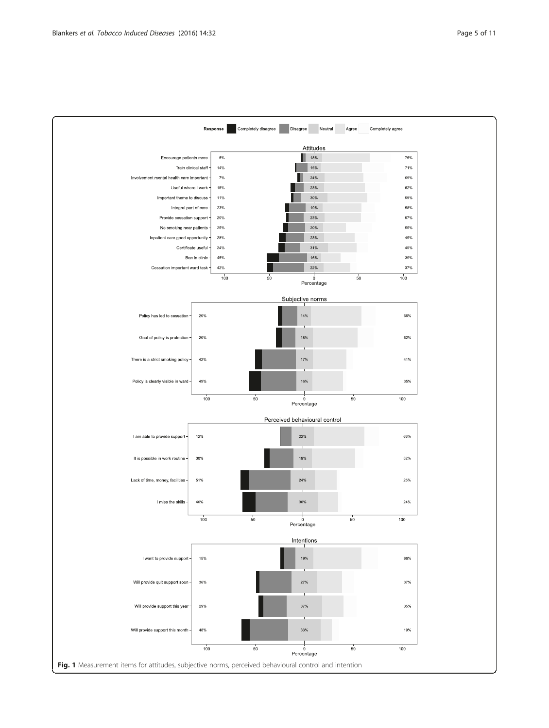Fig. 1 Measurement items for attitudes, subjective norms, perceived behavioural control and intention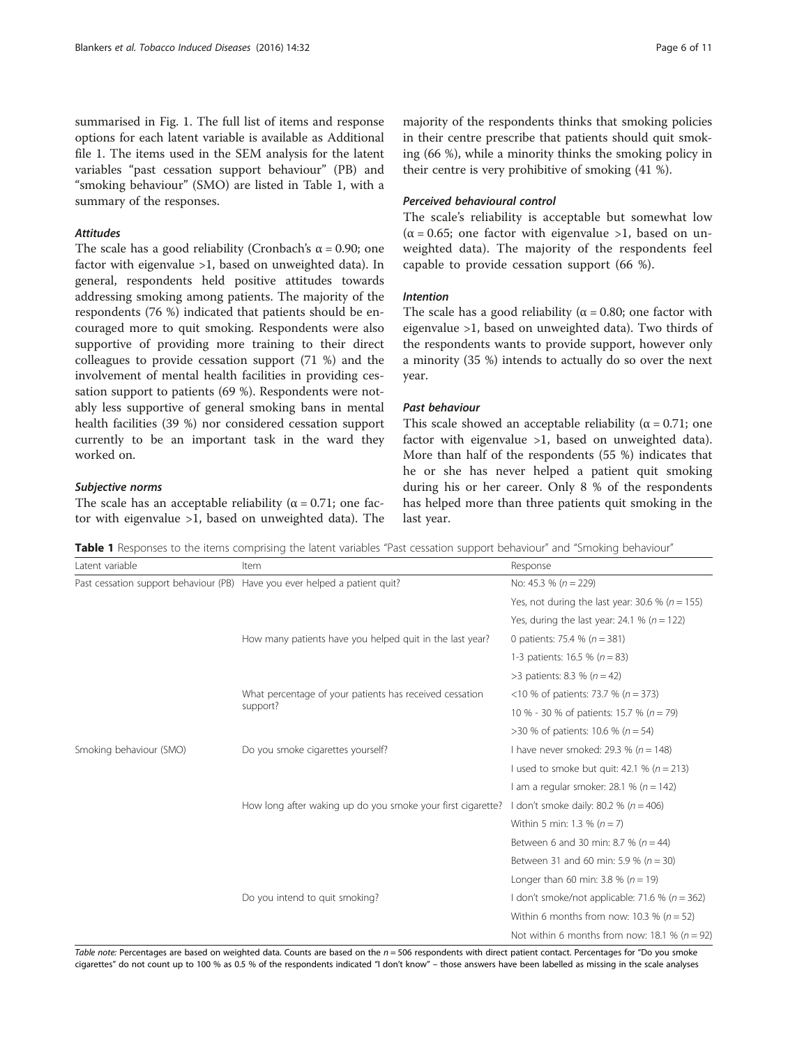summarised in Fig. 1. The full list of items and response options for each latent variable is available as Additional file 1. The items used in the SEM analysis for the latent variables "past cessation support behaviour" (PB) and "smoking behaviour" (SMO) are listed in Table 1, with a summary of the responses.

#### *Attitudes*

The scale has a good reliability (Cronbach's α = 0.90; one factor with eigenvalue >1, based on unweighted data). In general, respondents held positive attitudes towards addressing smoking among patients. The majority of the respondents (76 %) indicated that patients should be encouraged more to quit smoking. Respondents were also supportive of providing more training to their direct colleagues to provide cessation support (71 %) and the involvement of mental health facilities in providing cessation support to patients (69 %). Respondents were notably less supportive of general smoking bans in mental health facilities (39 %) nor considered cessation support currently to be an important task in the ward they worked on.

#### *Subjective norms*

The scale has an acceptable reliability (α = 0.71; one factor with eigenvalue >1, based on unweighted data). The majority of the respondents thinks that smoking policies in their centre prescribe that patients should quit smoking (66 %), while a minority thinks the smoking policy in their centre is very prohibitive of smoking (41 %).

#### *Perceived behavioural control*

The scale's reliability is acceptable but somewhat low (α = 0.65; one factor with eigenvalue >1, based on unweighted data). The majority of the respondents feel capable to provide cessation support (66 %).

#### *Intention*

The scale has a good reliability (α = 0.80; one factor with eigenvalue >1, based on unweighted data). Two thirds of the respondents wants to provide support, however only a minority (35 %) intends to actually do so over the next year.

#### *Past behaviour*

This scale showed an acceptable reliability (α = 0.71; one factor with eigenvalue >1, based on unweighted data). More than half of the respondents (55 %) indicates that he or she has never helped a patient quit smoking during his or her career. Only 8 % of the respondents has helped more than three patients quit smoking in the last year.

**Table 1** Responses to the items comprising the latent variables "Past cessation support behaviour" and "Smoking behaviour"

| Latent variable | Item | Response |
|---|---|---|
| Past cessation support behaviour (PB) | Have you ever helped a patient quit? | No: 45.3 % (*n* = 229) |
| | | Yes, not during the last year: 30.6 % (*n* = 155) |
| | | Yes, during the last year: 24.1 % (*n* = 122) |
| | How many patients have you helped quit in the last year? | 0 patients: 75.4 % (*n* = 381) |
| | | 1-3 patients: 16.5 % (*n* = 83) |
| | | >3 patients: 8.3 % (*n* = 42) |
| | What percentage of your patients has received cessation support? | <10 % of patients: 73.7 % (*n* = 373) |
| | | 10 % - 30 % of patients: 15.7 % (*n* = 79) |
| | | >30 % of patients: 10.6 % (*n* = 54) |
| Smoking behaviour (SMO) | Do you smoke cigarettes yourself? | I have never smoked: 29.3 % (*n* = 148) |
| | | I used to smoke but quit: 42.1 % (*n* = 213) |
| | | I am a regular smoker: 28.1 % (*n* = 142) |
| | How long after waking up do you smoke your first cigarette? | I don't smoke daily: 80.2 % (*n* = 406) |
| | | Within 5 min: 1.3 % (*n* = 7) |
| | | Between 6 and 30 min: 8.7 % (*n* = 44) |
| | | Between 31 and 60 min: 5.9 % (*n* = 30) |
| | | Longer than 60 min: 3.8 % (*n* = 19) |
| | Do you intend to quit smoking? | I don't smoke/not applicable: 71.6 % (*n* = 362) |
| | | Within 6 months from now: 10.3 % (*n* = 52) |
| | | Not within 6 months from now: 18.1 % (*n* = 92) |

*Table note:* Percentages are based on weighted data. Counts are based on the *n* = 506 respondents with direct patient contact. Percentages for "Do you smoke cigarettes" do not count up to 100 % as 0.5 % of the respondents indicated "I don't know" – those answers have been labelled as missing in the scale analyses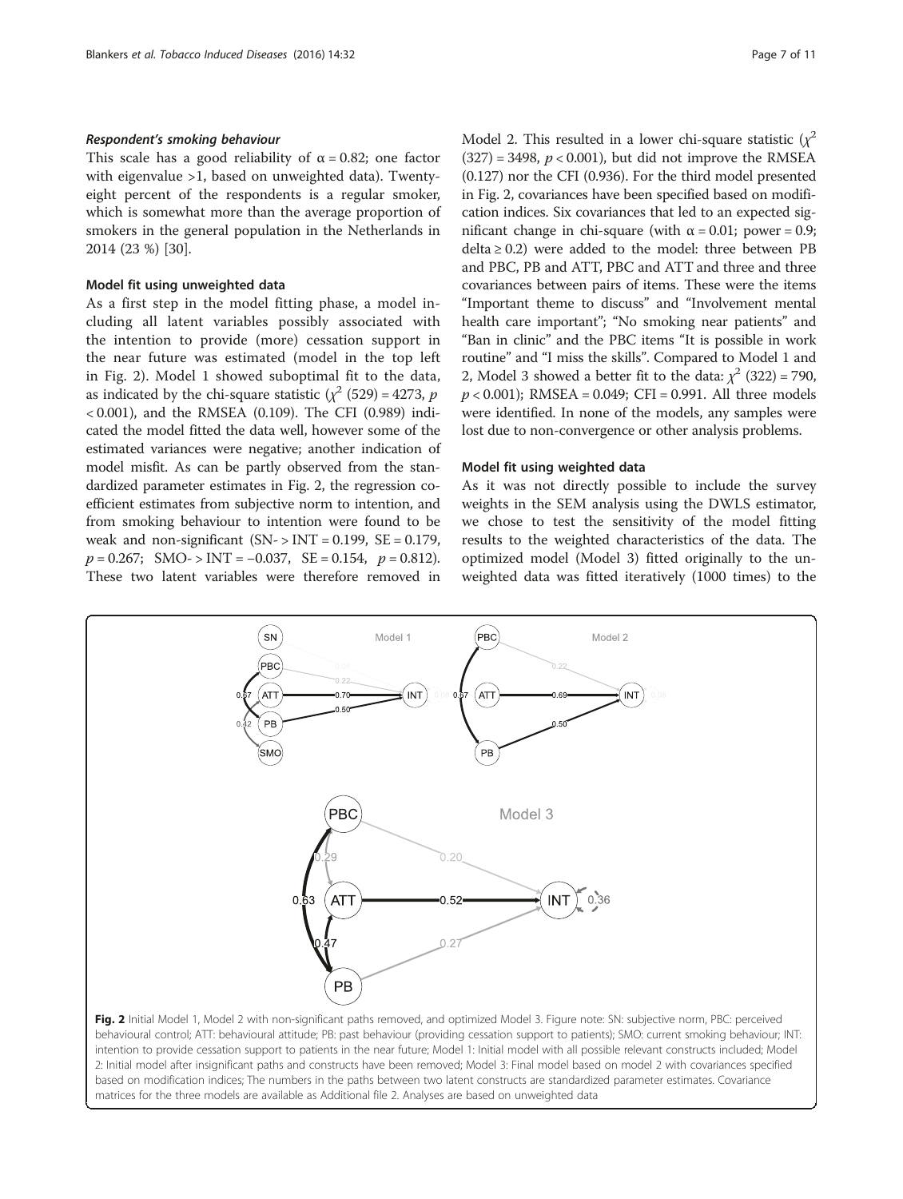#### *Respondent's smoking behaviour*

This scale has a good reliability of α = 0.82; one factor with eigenvalue >1, based on unweighted data). Twenty-eight percent of the respondents is a regular smoker, which is somewhat more than the average proportion of smokers in the general population in the Netherlands in 2014 (23 %) [30].

### Model fit using unweighted data

As a first step in the model fitting phase, a model including all latent variables possibly associated with the intention to provide (more) cessation support in the near future was estimated (model in the top left in Fig. 2). Model 1 showed suboptimal fit to the data, as indicated by the chi-square statistic ($\chi^2$ (529) = 4273, $p$ < 0.001), and the RMSEA (0.109). The CFI (0.989) indicated the model fitted the data well, however some of the estimated variances were negative; another indication of model misfit. As can be partly observed from the standardized parameter estimates in Fig. 2, the regression coefficient estimates from subjective norm to intention, and from smoking behaviour to intention were found to be weak and non-significant (SN- > INT = 0.199, SE = 0.179, $p$ = 0.267; SMO- > INT = −0.037, SE = 0.154, $p$ = 0.812). These two latent variables were therefore removed in Model 2. This resulted in a lower chi-square statistic ($\chi^2$ (327) = 3498, $p$ < 0.001), but did not improve the RMSEA (0.127) nor the CFI (0.936). For the third model presented in Fig. 2, covariances have been specified based on modification indices. Six covariances that led to an expected significant change in chi-square (with α = 0.01; power = 0.9; delta ≥ 0.2) were added to the model: three between PB and PBC, PB and ATT, PBC and ATT and three and three covariances between pairs of items. These were the items "Important theme to discuss" and "Involvement mental health care important"; "No smoking near patients" and "Ban in clinic" and the PBC items "It is possible in work routine" and "I miss the skills". Compared to Model 1 and 2, Model 3 showed a better fit to the data: $\chi^2$ (322) = 790, $p$ < 0.001); RMSEA = 0.049; CFI = 0.991. All three models were identified. In none of the models, any samples were lost due to non-convergence or other analysis problems.

### Model fit using weighted data

As it was not directly possible to include the survey weights in the SEM analysis using the DWLS estimator, we chose to test the sensitivity of the model fitting results to the weighted characteristics of the data. The optimized model (Model 3) fitted originally to the unweighted data was fitted iteratively (1000 times) to the

**Fig. 2** Initial Model 1, Model 2 with non-significant paths removed, and optimized Model 3. Figure note: SN: subjective norm, PBC: perceived behavioural control; ATT: behavioural attitude; PB: past behaviour (providing cessation support to patients); SMO: current smoking behaviour; INT: intention to provide cessation support to patients in the near future; Model 1: Initial model with all possible relevant constructs included; Model 2: Initial model after insignificant paths and constructs have been removed; Model 3: Final model based on model 2 with covariances specified based on modification indices; The numbers in the paths between two latent constructs are standardized parameter estimates. Covariance matrices for the three models are available as Additional file 2. Analyses are based on unweighted data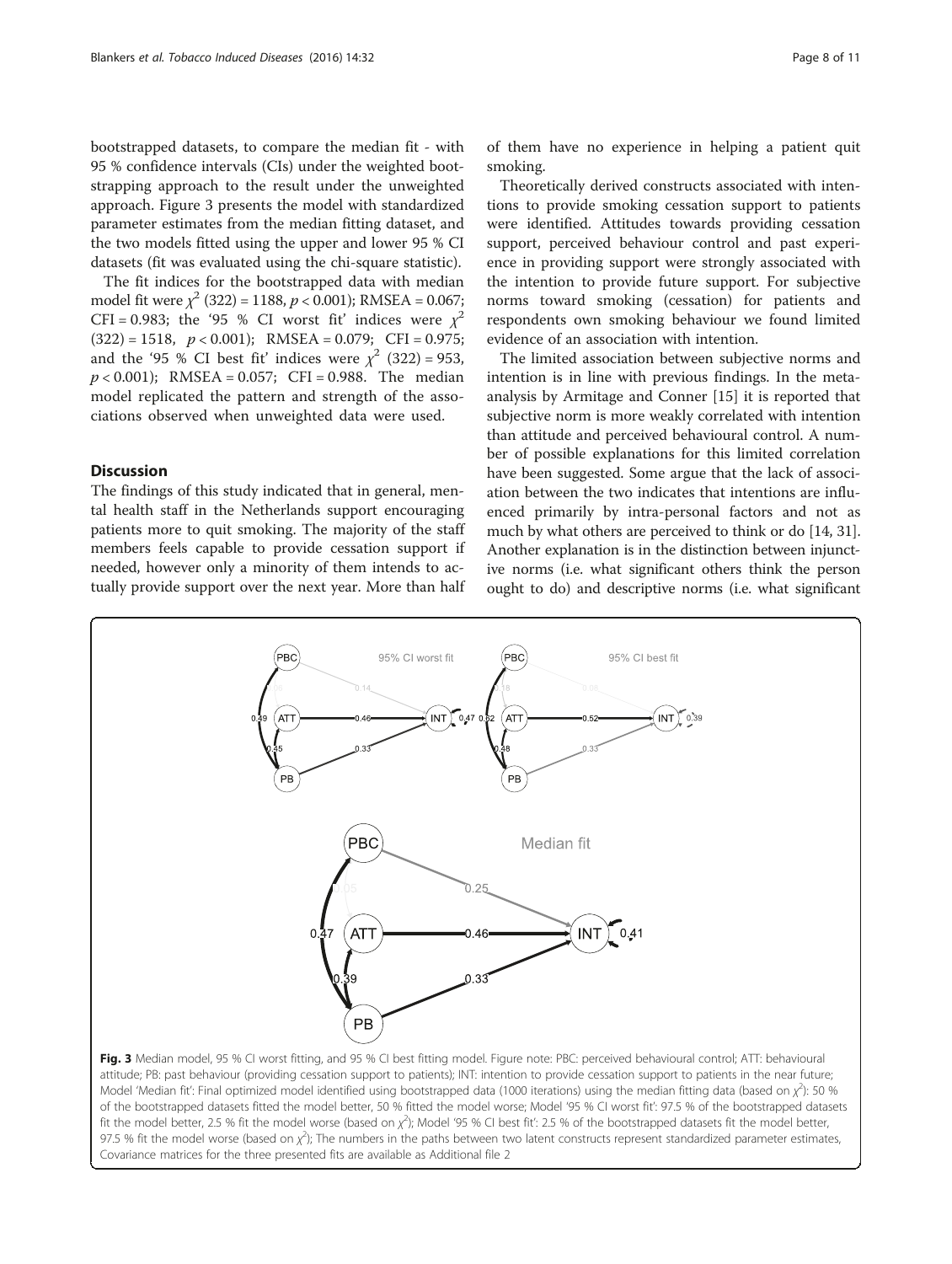bootstrapped datasets, to compare the median fit - with 95 % confidence intervals (CIs) under the weighted bootstrapping approach to the result under the unweighted approach. Figure 3 presents the model with standardized parameter estimates from the median fitting dataset, and the two models fitted using the upper and lower 95 % CI datasets (fit was evaluated using the chi-square statistic).

The fit indices for the bootstrapped data with median model fit were $\chi^2$ (322) = 1188, $p < 0.001$); RMSEA = 0.067; CFI = 0.983; the '95 % CI worst fit' indices were $\chi^2$ (322) = 1518, $p < 0.001$); RMSEA = 0.079; CFI = 0.975; and the '95 % CI best fit' indices were $\chi^2$ (322) = 953, $p < 0.001$); RMSEA = 0.057; CFI = 0.988. The median model replicated the pattern and strength of the associations observed when unweighted data were used.

## Discussion

The findings of this study indicated that in general, mental health staff in the Netherlands support encouraging patients more to quit smoking. The majority of the staff members feels capable to provide cessation support if needed, however only a minority of them intends to actually provide support over the next year. More than half of them have no experience in helping a patient quit smoking.

Theoretically derived constructs associated with intentions to provide smoking cessation support to patients were identified. Attitudes towards providing cessation support, perceived behaviour control and past experience in providing support were strongly associated with the intention to provide future support. For subjective norms toward smoking (cessation) for patients and respondents own smoking behaviour we found limited evidence of an association with intention.

The limited association between subjective norms and intention is in line with previous findings. In the meta-analysis by Armitage and Conner [15] it is reported that subjective norm is more weakly correlated with intention than attitude and perceived behavioural control. A number of possible explanations for this limited correlation have been suggested. Some argue that the lack of association between the two indicates that intentions are influenced primarily by intra-personal factors and not as much by what others are perceived to think or do [14, 31]. Another explanation is in the distinction between injunctive norms (i.e. what significant others think the person ought to do) and descriptive norms (i.e. what significant

**Fig. 3** Median model, 95 % CI worst fitting, and 95 % CI best fitting model. Figure note: PBC: perceived behavioural control; ATT: behavioural attitude; PB: past behaviour (providing cessation support to patients); INT: intention to provide cessation support to patients in the near future; Model 'Median fit': Final optimized model identified using bootstrapped data (1000 iterations) using the median fitting data (based on $\chi^2$): 50 % of the bootstrapped datasets fitted the model better, 50 % fitted the model worse; Model '95 % CI worst fit': 97.5 % of the bootstrapped datasets fit the model better, 2.5 % fit the model worse (based on $\chi^2$); Model '95 % CI best fit': 2.5 % of the bootstrapped datasets fit the model better, 97.5 % fit the model worse (based on $\chi^2$); The numbers in the paths between two latent constructs represent standardized parameter estimates, Covariance matrices for the three presented fits are available as Additional file 2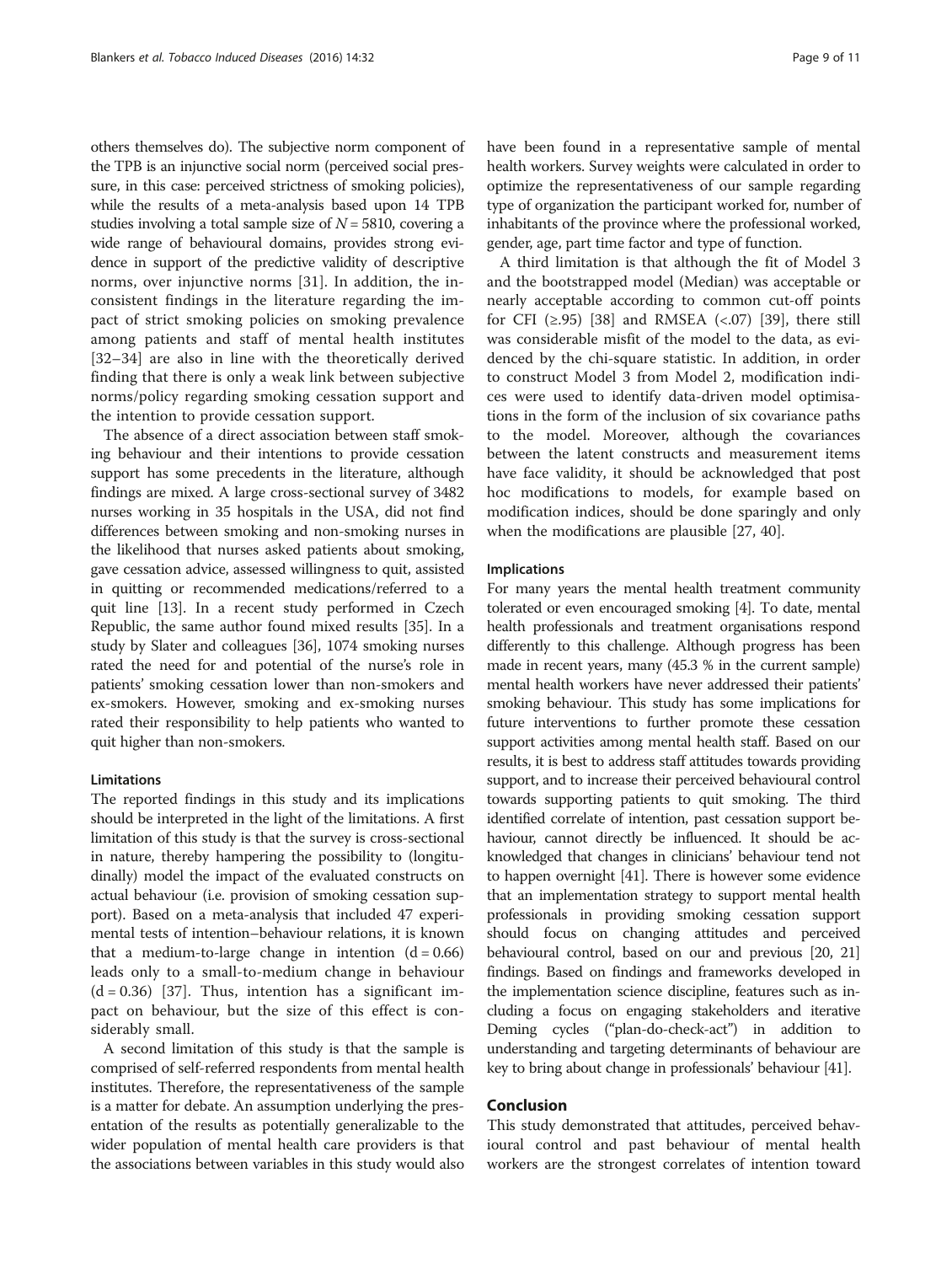others themselves do). The subjective norm component of the TPB is an injunctive social norm (perceived social pressure, in this case: perceived strictness of smoking policies), while the results of a meta-analysis based upon 14 TPB studies involving a total sample size of $N = 5810$, covering a wide range of behavioural domains, provides strong evidence in support of the predictive validity of descriptive norms, over injunctive norms [31]. In addition, the inconsistent findings in the literature regarding the impact of strict smoking policies on smoking prevalence among patients and staff of mental health institutes [32–34] are also in line with the theoretically derived finding that there is only a weak link between subjective norms/policy regarding smoking cessation support and the intention to provide cessation support.

The absence of a direct association between staff smoking behaviour and their intentions to provide cessation support has some precedents in the literature, although findings are mixed. A large cross-sectional survey of 3482 nurses working in 35 hospitals in the USA, did not find differences between smoking and non-smoking nurses in the likelihood that nurses asked patients about smoking, gave cessation advice, assessed willingness to quit, assisted in quitting or recommended medications/referred to a quit line [13]. In a recent study performed in Czech Republic, the same author found mixed results [35]. In a study by Slater and colleagues [36], 1074 smoking nurses rated the need for and potential of the nurse's role in patients' smoking cessation lower than non-smokers and ex-smokers. However, smoking and ex-smoking nurses rated their responsibility to help patients who wanted to quit higher than non-smokers.

### Limitations

The reported findings in this study and its implications should be interpreted in the light of the limitations. A first limitation of this study is that the survey is cross-sectional in nature, thereby hampering the possibility to (longitudinally) model the impact of the evaluated constructs on actual behaviour (i.e. provision of smoking cessation support). Based on a meta-analysis that included 47 experimental tests of intention–behaviour relations, it is known that a medium-to-large change in intention ($d = 0.66$) leads only to a small-to-medium change in behaviour ($d = 0.36$) [37]. Thus, intention has a significant impact on behaviour, but the size of this effect is considerably small.

A second limitation of this study is that the sample is comprised of self-referred respondents from mental health institutes. Therefore, the representativeness of the sample is a matter for debate. An assumption underlying the presentation of the results as potentially generalizable to the wider population of mental health care providers is that the associations between variables in this study would also have been found in a representative sample of mental health workers. Survey weights were calculated in order to optimize the representativeness of our sample regarding type of organization the participant worked for, number of inhabitants of the province where the professional worked, gender, age, part time factor and type of function.

A third limitation is that although the fit of Model 3 and the bootstrapped model (Median) was acceptable or nearly acceptable according to common cut-off points for CFI (≥.95) [38] and RMSEA (<.07) [39], there still was considerable misfit of the model to the data, as evidenced by the chi-square statistic. In addition, in order to construct Model 3 from Model 2, modification indices were used to identify data-driven model optimisations in the form of the inclusion of six covariance paths to the model. Moreover, although the covariances between the latent constructs and measurement items have face validity, it should be acknowledged that post hoc modifications to models, for example based on modification indices, should be done sparingly and only when the modifications are plausible [27, 40].

### Implications

For many years the mental health treatment community tolerated or even encouraged smoking [4]. To date, mental health professionals and treatment organisations respond differently to this challenge. Although progress has been made in recent years, many (45.3 % in the current sample) mental health workers have never addressed their patients' smoking behaviour. This study has some implications for future interventions to further promote these cessation support activities among mental health staff. Based on our results, it is best to address staff attitudes towards providing support, and to increase their perceived behavioural control towards supporting patients to quit smoking. The third identified correlate of intention, past cessation support behaviour, cannot directly be influenced. It should be acknowledged that changes in clinicians' behaviour tend not to happen overnight [41]. There is however some evidence that an implementation strategy to support mental health professionals in providing smoking cessation support should focus on changing attitudes and perceived behavioural control, based on our and previous [20, 21] findings. Based on findings and frameworks developed in the implementation science discipline, features such as including a focus on engaging stakeholders and iterative Deming cycles ("plan-do-check-act") in addition to understanding and targeting determinants of behaviour are key to bring about change in professionals' behaviour [41].

## Conclusion

This study demonstrated that attitudes, perceived behavioural control and past behaviour of mental health workers are the strongest correlates of intention toward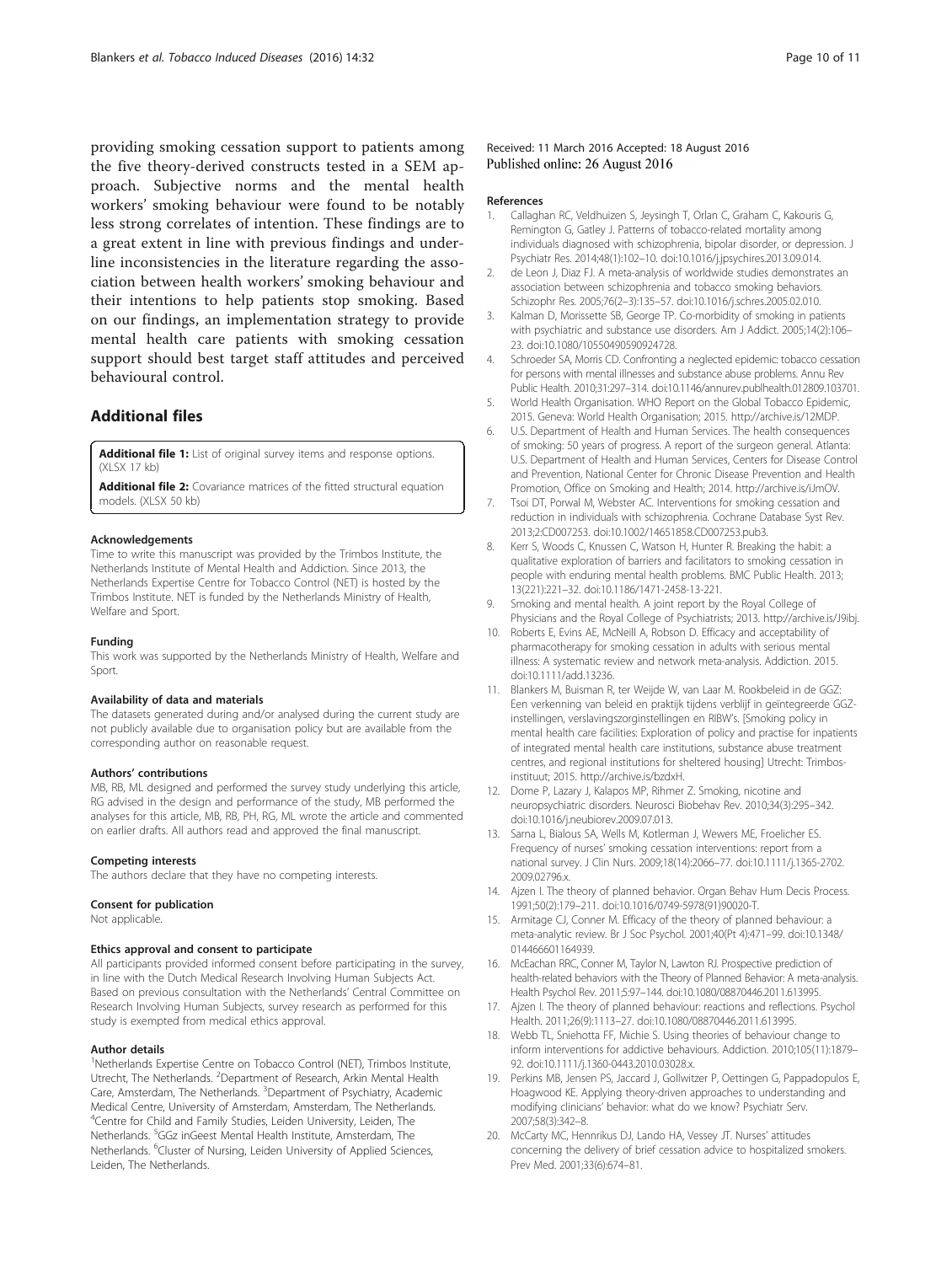providing smoking cessation support to patients among the five theory-derived constructs tested in a SEM approach. Subjective norms and the mental health workers' smoking behaviour were found to be notably less strong correlates of intention. These findings are to a great extent in line with previous findings and underline inconsistencies in the literature regarding the association between health workers' smoking behaviour and their intentions to help patients stop smoking. Based on our findings, an implementation strategy to provide mental health care patients with smoking cessation support should best target staff attitudes and perceived behavioural control.

## Additional files

**Additional file 1:** List of original survey items and response options. (XLSX 17 kb)

**Additional file 2:** Covariance matrices of the fitted structural equation models. (XLSX 50 kb)

#### Acknowledgements

Time to write this manuscript was provided by the Trimbos Institute, the Netherlands Institute of Mental Health and Addiction. Since 2013, the Netherlands Expertise Centre for Tobacco Control (NET) is hosted by the Trimbos Institute. NET is funded by the Netherlands Ministry of Health, Welfare and Sport.

#### Funding

This work was supported by the Netherlands Ministry of Health, Welfare and Sport.

#### Availability of data and materials

The datasets generated during and/or analysed during the current study are not publicly available due to organisation policy but are available from the corresponding author on reasonable request.

#### Authors' contributions

MB, RB, ML designed and performed the survey study underlying this article, RG advised in the design and performance of the study, MB performed the analyses for this article, MB, RB, PH, RG, ML wrote the article and commented on earlier drafts. All authors read and approved the final manuscript.

#### Competing interests

The authors declare that they have no competing interests.

#### Consent for publication

Not applicable.

#### Ethics approval and consent to participate

All participants provided informed consent before participating in the survey, in line with the Dutch Medical Research Involving Human Subjects Act. Based on previous consultation with the Netherlands' Central Committee on Research Involving Human Subjects, survey research as performed for this study is exempted from medical ethics approval.

#### Author details

[1]Netherlands Expertise Centre on Tobacco Control (NET), Trimbos Institute, Utrecht, The Netherlands. [2]Department of Research, Arkin Mental Health Care, Amsterdam, The Netherlands. [3]Department of Psychiatry, Academic Medical Centre, University of Amsterdam, Amsterdam, The Netherlands. [4]Centre for Child and Family Studies, Leiden University, Leiden, The Netherlands. [5]GGz inGeest Mental Health Institute, Amsterdam, The Netherlands. [6]Cluster of Nursing, Leiden University of Applied Sciences, Leiden, The Netherlands.

Received: 11 March 2016 Accepted: 18 August 2016
Published online: 26 August 2016

#### References

1. Callaghan RC, Veldhuizen S, Jeysingh T, Orlan C, Graham C, Kakouris G, Remington G, Gatley J. Patterns of tobacco-related mortality among individuals diagnosed with schizophrenia, bipolar disorder, or depression. J Psychiatr Res. 2014;48(1):102–10. doi:10.1016/j.jpsychires.2013.09.014.
2. de Leon J, Diaz FJ. A meta-analysis of worldwide studies demonstrates an association between schizophrenia and tobacco smoking behaviors. Schizophr Res. 2005;76(2–3):135–57. doi:10.1016/j.schres.2005.02.010.
3. Kalman D, Morissette SB, George TP. Co-morbidity of smoking in patients with psychiatric and substance use disorders. Am J Addict. 2005;14(2):106–23. doi:10.1080/10550490590924728.
4. Schroeder SA, Morris CD. Confronting a neglected epidemic: tobacco cessation for persons with mental illnesses and substance abuse problems. Annu Rev Public Health. 2010;31:297–314. doi:10.1146/annurev.publhealth.012809.103701.
5. World Health Organisation. WHO Report on the Global Tobacco Epidemic, 2015. Geneva: World Health Organisation; 2015. http://archive.is/12MDP.
6. U.S. Department of Health and Human Services. The health consequences of smoking: 50 years of progress. A report of the surgeon general. Atlanta: U.S. Department of Health and Human Services, Centers for Disease Control and Prevention, National Center for Chronic Disease Prevention and Health Promotion, Office on Smoking and Health; 2014. http://archive.is/iJmOV.
7. Tsoi DT, Porwal M, Webster AC. Interventions for smoking cessation and reduction in individuals with schizophrenia. Cochrane Database Syst Rev. 2013;2:CD007253. doi:10.1002/14651858.CD007253.pub3.
8. Kerr S, Woods C, Knussen C, Watson H, Hunter R. Breaking the habit: a qualitative exploration of barriers and facilitators to smoking cessation in people with enduring mental health problems. BMC Public Health. 2013; 13(221):221–32. doi:10.1186/1471-2458-13-221.
9. Smoking and mental health. A joint report by the Royal College of Physicians and the Royal College of Psychiatrists; 2013. http://archive.is/J9ibj.
10. Roberts E, Evins AE, McNeill A, Robson D. Efficacy and acceptability of pharmacotherapy for smoking cessation in adults with serious mental illness: A systematic review and network meta-analysis. Addiction. 2015. doi:10.1111/add.13236.
11. Blankers M, Buisman R, ter Weijde W, van Laar M. Rookbeleid in de GGZ: Een verkenning van beleid en praktijk tijdens verblijf in geïntegreerde GGZ-instellingen, verslavingszorginstellingen en RIBW's. [Smoking policy in mental health care facilities: Exploration of policy and practise for inpatients of integrated mental health care institutions, substance abuse treatment centres, and regional institutions for sheltered housing] Utrecht: Trimbos-instituut; 2015. http://archive.is/bzdxH.
12. Dome P, Lazary J, Kalapos MP, Rihmer Z. Smoking, nicotine and neuropsychiatric disorders. Neurosci Biobehav Rev. 2010;34(3):295–342. doi:10.1016/j.neubiorev.2009.07.013.
13. Sarna L, Bialous SA, Wells M, Kotlerman J, Wewers ME, Froelicher ES. Frequency of nurses' smoking cessation interventions: report from a national survey. J Clin Nurs. 2009;18(14):2066–77. doi:10.1111/j.1365-2702.2009.02796.x.
14. Ajzen I. The theory of planned behavior. Organ Behav Hum Decis Process. 1991;50(2):179–211. doi:10.1016/0749-5978(91)90020-T.
15. Armitage CJ, Conner M. Efficacy of the theory of planned behaviour: a meta-analytic review. Br J Soc Psychol. 2001;40(Pt 4):471–99. doi:10.1348/014466601164939.
16. McEachan RRC, Conner M, Taylor N, Lawton RJ. Prospective prediction of health-related behaviors with the Theory of Planned Behavior: A meta-analysis. Health Psychol Rev. 2011;5:97–144. doi:10.1080/08870446.2011.613995.
17. Ajzen I. The theory of planned behaviour: reactions and reflections. Psychol Health. 2011;26(9):1113–27. doi:10.1080/08870446.2011.613995.
18. Webb TL, Sniehotta FF, Michie S. Using theories of behaviour change to inform interventions for addictive behaviours. Addiction. 2010;105(11):1879–92. doi:10.1111/j.1360-0443.2010.03028.x.
19. Perkins MB, Jensen PS, Jaccard J, Gollwitzer P, Oettingen G, Pappadopulos E, Hoagwood KE. Applying theory-driven approaches to understanding and modifying clinicians' behavior: what do we know? Psychiatr Serv. 2007;58(3):342–8.
20. McCarty MC, Hennrikus DJ, Lando HA, Vessey JT. Nurses' attitudes concerning the delivery of brief cessation advice to hospitalized smokers. Prev Med. 2001;33(6):674–81.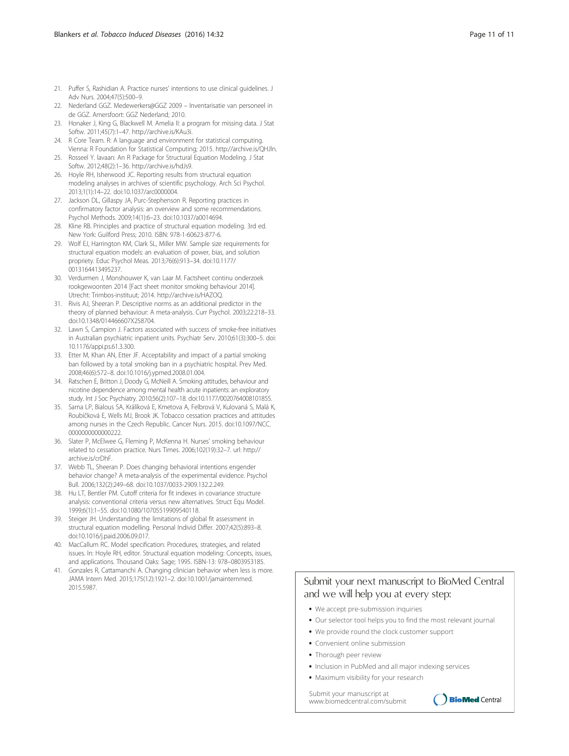21. Puffer S, Rashidian A. Practice nurses' intentions to use clinical guidelines. J Adv Nurs. 2004;47(5):500–9.
22. Nederland GGZ. Medewerkers@GGZ 2009 – Inventarisatie van personeel in de GGZ. Amersfoort: GGZ Nederland; 2010.
23. Honaker J, King G, Blackwell M. Amelia II: a program for missing data. J Stat Softw. 2011;45(7):1–47. http://archive.is/KAu3i.
24. R Core Team. R: A language and environment for statistical computing. Vienna: R Foundation for Statistical Computing; 2015. http://archive.is/QHJln.
25. Rosseel Y. lavaan: An R Package for Structural Equation Modeling. J Stat Softw. 2012;48(2):1–36. http://archive.is/hdJs9.
26. Hoyle RH, Isherwood JC. Reporting results from structural equation modeling analyses in archives of scientific psychology. Arch Sci Psychol. 2013;1(1):14–22. doi:10.1037/arc0000004.
27. Jackson DL, Gillaspy JA, Purc-Stephenson R. Reporting practices in confirmatory factor analysis: an overview and some recommendations. Psychol Methods. 2009;14(1):6–23. doi:10.1037/a0014694.
28. Kline RB. Principles and practice of structural equation modeling. 3rd ed. New York: Guilford Press; 2010. ISBN: 978-1-60623-877-6.
29. Wolf EJ, Harrington KM, Clark SL, Miller MW. Sample size requirements for structural equation models: an evaluation of power, bias, and solution propriety. Educ Psychol Meas. 2013;76(6):913–34. doi:10.1177/0013164413495237.
30. Verdurmen J, Monshouwer K, van Laar M. Factsheet continu onderzoek rookgewoonten 2014 [Fact sheet monitor smoking behaviour 2014]. Utrecht: Trimbos-instituut; 2014. http://archive.is/HAZOQ.
31. Rivis AJ, Sheeran P. Descriptive norms as an additional predictor in the theory of planned behaviour: A meta-analysis. Curr Psychol. 2003;22:218–33. doi:10.1348/014466607X258704.
32. Lawn S, Campion J. Factors associated with success of smoke-free initiatives in Australian psychiatric inpatient units. Psychiatr Serv. 2010;61(3):300–5. doi:10.1176/appi.ps.61.3.300.
33. Etter M, Khan AN, Etter JF. Acceptability and impact of a partial smoking ban followed by a total smoking ban in a psychiatric hospital. Prev Med. 2008;46(6):572–8. doi:10.1016/j.ypmed.2008.01.004.
34. Ratschen E, Britton J, Doody G, McNeill A. Smoking attitudes, behaviour and nicotine dependence among mental health acute inpatients: an exploratory study. Int J Soc Psychiatry. 2010;56(2):107–18. doi:10.1177/0020764008101855.
35. Sarna LP, Bialous SA, Králíková E, Kmetova A, Felbrová V, Kulovaná S, Malá K, Roubíčková E, Wells MJ, Brook JK. Tobacco cessation practices and attitudes among nurses in the Czech Republic. Cancer Nurs. 2015. doi:10.1097/NCC.0000000000000222.
36. Slater P, McElwee G, Fleming P, McKenna H. Nurses' smoking behaviour related to cessation practice. Nurs Times. 2006;102(19):32–7. url: http://archive.is/crDhF.
37. Webb TL, Sheeran P. Does changing behavioral intentions engender behavior change? A meta-analysis of the experimental evidence. Psychol Bull. 2006;132(2):249–68. doi:10.1037/0033-2909.132.2.249.
38. Hu LT, Bentler PM. Cutoff criteria for fit indexes in covariance structure analysis: conventional criteria versus new alternatives. Struct Equ Model. 1999;6(1):1–55. doi:10.1080/10705519909540118.
39. Steiger JH. Understanding the limitations of global fit assessment in structural equation modelling. Personal Individ Differ. 2007;42(5):893–8. doi:10.1016/j.paid.2006.09.017.
40. MacCallum RC. Model specification: Procedures, strategies, and related issues. In: Hoyle RH, editor. Structural equation modeling: Concepts, issues, and applications. Thousand Oaks: Sage; 1995. ISBN-13: 978–0803953185.
41. Gonzales R, Cattamanchi A. Changing clinician behavior when less is more. JAMA Intern Med. 2015;175(12):1921–2. doi:10.1001/jamainternmed.2015.5987.

Submit your next manuscript to BioMed Central and we will help you at every step:

- We accept pre-submission inquiries
- Our selector tool helps you to find the most relevant journal
- We provide round the clock customer support
- Convenient online submission
- Thorough peer review
- Inclusion in PubMed and all major indexing services
- Maximum visibility for your research

Submit your manuscript at www.biomedcentral.com/submit

BioMed Central